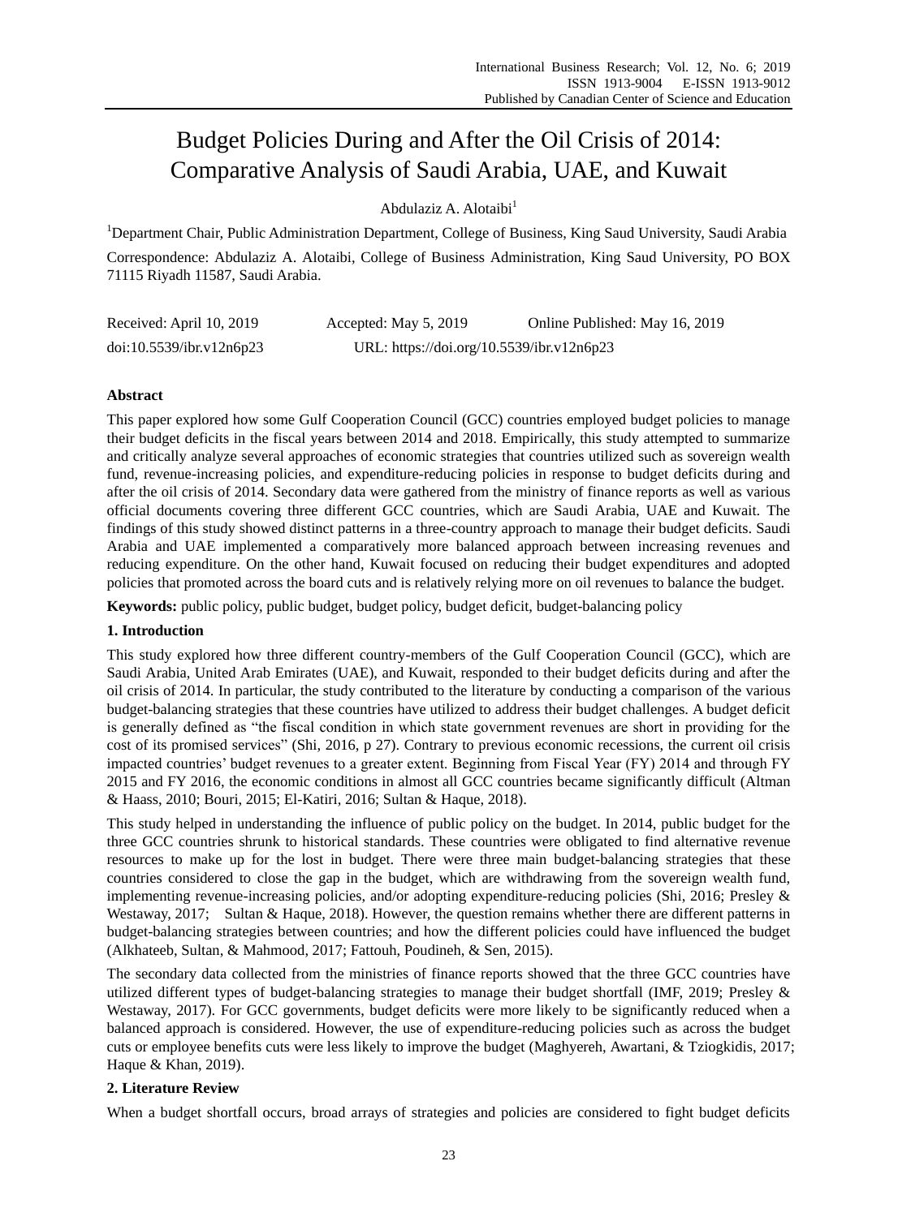# Budget Policies During and After the Oil Crisis of 2014: Comparative Analysis of Saudi Arabia, UAE, and Kuwait

Abdulaziz A. Alotaibi[1]

[1]Department Chair, Public Administration Department, College of Business, King Saud University, Saudi Arabia

Correspondence: Abdulaziz A. Alotaibi, College of Business Administration, King Saud University, PO BOX 71115 Riyadh 11587, Saudi Arabia.

Received: April 10, 2019 Accepted: May 5, 2019 Online Published: May 16, 2019

doi:10.5539/ibr.v12n6p23 URL: https://doi.org/10.5539/ibr.v12n6p23

## Abstract

This paper explored how some Gulf Cooperation Council (GCC) countries employed budget policies to manage their budget deficits in the fiscal years between 2014 and 2018. Empirically, this study attempted to summarize and critically analyze several approaches of economic strategies that countries utilized such as sovereign wealth fund, revenue-increasing policies, and expenditure-reducing policies in response to budget deficits during and after the oil crisis of 2014. Secondary data were gathered from the ministry of finance reports as well as various official documents covering three different GCC countries, which are Saudi Arabia, UAE and Kuwait. The findings of this study showed distinct patterns in a three-country approach to manage their budget deficits. Saudi Arabia and UAE implemented a comparatively more balanced approach between increasing revenues and reducing expenditure. On the other hand, Kuwait focused on reducing their budget expenditures and adopted policies that promoted across the board cuts and is relatively relying more on oil revenues to balance the budget.

**Keywords:** public policy, public budget, budget policy, budget deficit, budget-balancing policy

## 1. Introduction

This study explored how three different country-members of the Gulf Cooperation Council (GCC), which are Saudi Arabia, United Arab Emirates (UAE), and Kuwait, responded to their budget deficits during and after the oil crisis of 2014. In particular, the study contributed to the literature by conducting a comparison of the various budget-balancing strategies that these countries have utilized to address their budget challenges. A budget deficit is generally defined as "the fiscal condition in which state government revenues are short in providing for the cost of its promised services" (Shi, 2016, p 27). Contrary to previous economic recessions, the current oil crisis impacted countries' budget revenues to a greater extent. Beginning from Fiscal Year (FY) 2014 and through FY 2015 and FY 2016, the economic conditions in almost all GCC countries became significantly difficult (Altman & Haass, 2010; Bouri, 2015; El-Katiri, 2016; Sultan & Haque, 2018).

This study helped in understanding the influence of public policy on the budget. In 2014, public budget for the three GCC countries shrunk to historical standards. These countries were obligated to find alternative revenue resources to make up for the lost in budget. There were three main budget-balancing strategies that these countries considered to close the gap in the budget, which are withdrawing from the sovereign wealth fund, implementing revenue-increasing policies, and/or adopting expenditure-reducing policies (Shi, 2016; Presley & Westaway, 2017; Sultan & Haque, 2018). However, the question remains whether there are different patterns in budget-balancing strategies between countries; and how the different policies could have influenced the budget (Alkhateeb, Sultan, & Mahmood, 2017; Fattouh, Poudineh, & Sen, 2015).

The secondary data collected from the ministries of finance reports showed that the three GCC countries have utilized different types of budget-balancing strategies to manage their budget shortfall (IMF, 2019; Presley & Westaway, 2017). For GCC governments, budget deficits were more likely to be significantly reduced when a balanced approach is considered. However, the use of expenditure-reducing policies such as across the budget cuts or employee benefits cuts were less likely to improve the budget (Maghyereh, Awartani, & Tziogkidis, 2017; Haque & Khan, 2019).

## 2. Literature Review

When a budget shortfall occurs, broad arrays of strategies and policies are considered to fight budget deficits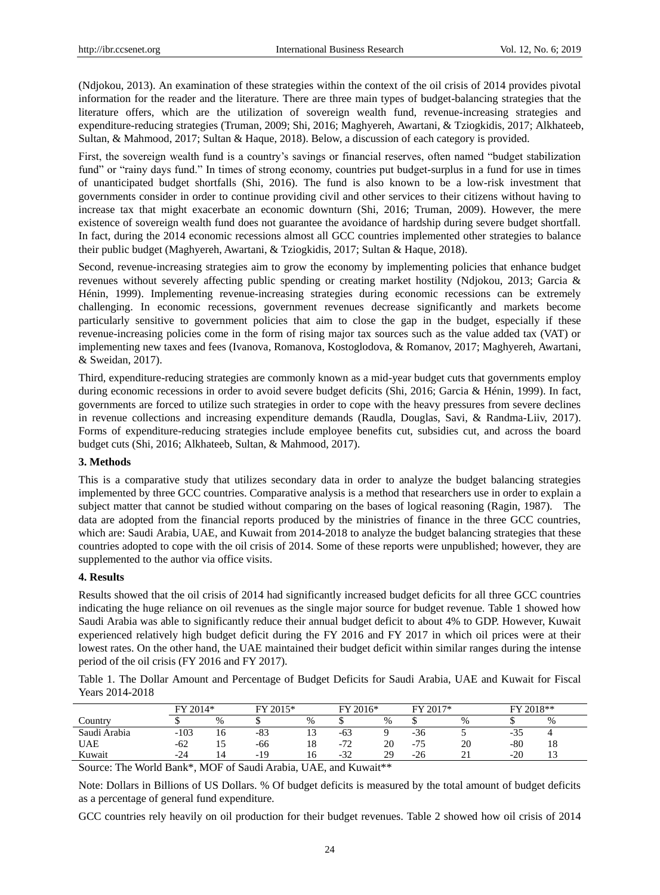(Ndjokou, 2013). An examination of these strategies within the context of the oil crisis of 2014 provides pivotal information for the reader and the literature. There are three main types of budget-balancing strategies that the literature offers, which are the utilization of sovereign wealth fund, revenue-increasing strategies and expenditure-reducing strategies (Truman, 2009; Shi, 2016; Maghyereh, Awartani, & Tziogkidis, 2017; Alkhateeb, Sultan, & Mahmood, 2017; Sultan & Haque, 2018). Below, a discussion of each category is provided.

First, the sovereign wealth fund is a country's savings or financial reserves, often named "budget stabilization fund" or "rainy days fund." In times of strong economy, countries put budget-surplus in a fund for use in times of unanticipated budget shortfalls (Shi, 2016). The fund is also known to be a low-risk investment that governments consider in order to continue providing civil and other services to their citizens without having to increase tax that might exacerbate an economic downturn (Shi, 2016; Truman, 2009). However, the mere existence of sovereign wealth fund does not guarantee the avoidance of hardship during severe budget shortfall. In fact, during the 2014 economic recessions almost all GCC countries implemented other strategies to balance their public budget (Maghyereh, Awartani, & Tziogkidis, 2017; Sultan & Haque, 2018).

Second, revenue-increasing strategies aim to grow the economy by implementing policies that enhance budget revenues without severely affecting public spending or creating market hostility (Ndjokou, 2013; Garcia & Hénin, 1999). Implementing revenue-increasing strategies during economic recessions can be extremely challenging. In economic recessions, government revenues decrease significantly and markets become particularly sensitive to government policies that aim to close the gap in the budget, especially if these revenue-increasing policies come in the form of rising major tax sources such as the value added tax (VAT) or implementing new taxes and fees (Ivanova, Romanova, Kostoglodova, & Romanov, 2017; Maghyereh, Awartani, & Sweidan, 2017).

Third, expenditure-reducing strategies are commonly known as a mid-year budget cuts that governments employ during economic recessions in order to avoid severe budget deficits (Shi, 2016; Garcia & Hénin, 1999). In fact, governments are forced to utilize such strategies in order to cope with the heavy pressures from severe declines in revenue collections and increasing expenditure demands (Raudla, Douglas, Savi, & Randma-Liiv, 2017). Forms of expenditure-reducing strategies include employee benefits cut, subsidies cut, and across the board budget cuts (Shi, 2016; Alkhateeb, Sultan, & Mahmood, 2017).

### 3. Methods

This is a comparative study that utilizes secondary data in order to analyze the budget balancing strategies implemented by three GCC countries. Comparative analysis is a method that researchers use in order to explain a subject matter that cannot be studied without comparing on the bases of logical reasoning (Ragin, 1987). The data are adopted from the financial reports produced by the ministries of finance in the three GCC countries, which are: Saudi Arabia, UAE, and Kuwait from 2014-2018 to analyze the budget balancing strategies that these countries adopted to cope with the oil crisis of 2014. Some of these reports were unpublished; however, they are supplemented to the author via office visits.

### 4. Results

Results showed that the oil crisis of 2014 had significantly increased budget deficits for all three GCC countries indicating the huge reliance on oil revenues as the single major source for budget revenue. Table 1 showed how Saudi Arabia was able to significantly reduce their annual budget deficit to about 4% to GDP. However, Kuwait experienced relatively high budget deficit during the FY 2016 and FY 2017 in which oil prices were at their lowest rates. On the other hand, the UAE maintained their budget deficit within similar ranges during the intense period of the oil crisis (FY 2016 and FY 2017).

Table 1. The Dollar Amount and Percentage of Budget Deficits for Saudi Arabia, UAE and Kuwait for Fiscal Years 2014-2018

| | FY 2014* | | FY 2015* | | FY 2016* | | FY 2017* | | FY 2018** | |
|---|---|---|---|---|---|---|---|---|---|---|
| Country | $ | % | $ | % | $ | % | $ | % | $ | % |
| Saudi Arabia | -103 | 16 | -83 | 13 | -63 | 9 | -36 | 5 | -35 | 4 |
| UAE | -62 | 15 | -66 | 18 | -72 | 20 | -75 | 20 | -80 | 18 |
| Kuwait | -24 | 14 | -19 | 16 | -32 | 29 | -26 | 21 | -20 | 13 |

Source: The World Bank*, MOF of Saudi Arabia, UAE, and Kuwait**

Note: Dollars in Billions of US Dollars. % Of budget deficits is measured by the total amount of budget deficits as a percentage of general fund expenditure.

GCC countries rely heavily on oil production for their budget revenues. Table 2 showed how oil crisis of 2014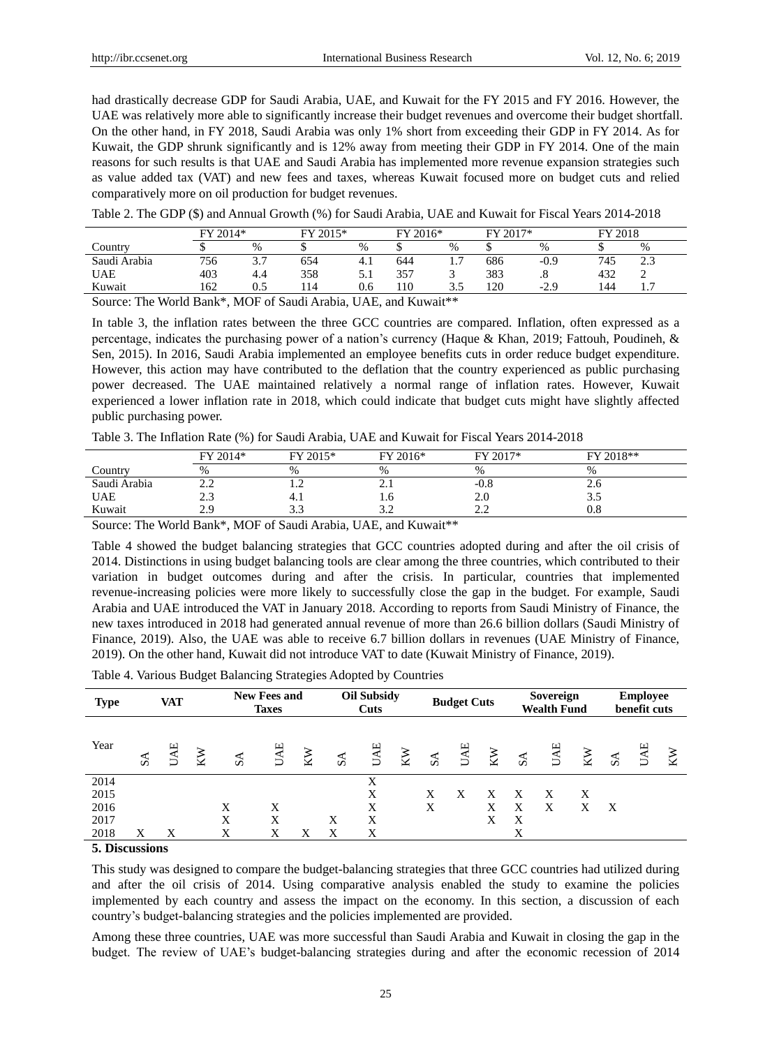had drastically decrease GDP for Saudi Arabia, UAE, and Kuwait for the FY 2015 and FY 2016. However, the UAE was relatively more able to significantly increase their budget revenues and overcome their budget shortfall. On the other hand, in FY 2018, Saudi Arabia was only 1% short from exceeding their GDP in FY 2014. As for Kuwait, the GDP shrunk significantly and is 12% away from meeting their GDP in FY 2014. One of the main reasons for such results is that UAE and Saudi Arabia has implemented more revenue expansion strategies such as value added tax (VAT) and new fees and taxes, whereas Kuwait focused more on budget cuts and relied comparatively more on oil production for budget revenues.

Table 2. The GDP ($) and Annual Growth (%) for Saudi Arabia, UAE and Kuwait for Fiscal Years 2014-2018

| | FY 2014* | | FY 2015* | | FY 2016* | | FY 2017* | | FY 2018 | |
|---|---|---|---|---|---|---|---|---|---|---|
| Country | $ | % | $ | % | $ | % | $ | % | $ | % |
| Saudi Arabia | 756 | 3.7 | 654 | 4.1 | 644 | 1.7 | 686 | -0.9 | 745 | 2.3 |
| UAE | 403 | 4.4 | 358 | 5.1 | 357 | 3 | 383 | .8 | 432 | 2 |
| Kuwait | 162 | 0.5 | 114 | 0.6 | 110 | 3.5 | 120 | -2.9 | 144 | 1.7 |

Source: The World Bank*, MOF of Saudi Arabia, UAE, and Kuwait**

In table 3, the inflation rates between the three GCC countries are compared. Inflation, often expressed as a percentage, indicates the purchasing power of a nation's currency (Haque & Khan, 2019; Fattouh, Poudineh, & Sen, 2015). In 2016, Saudi Arabia implemented an employee benefits cuts in order reduce budget expenditure. However, this action may have contributed to the deflation that the country experienced as public purchasing power decreased. The UAE maintained relatively a normal range of inflation rates. However, Kuwait experienced a lower inflation rate in 2018, which could indicate that budget cuts might have slightly affected public purchasing power.

Table 3. The Inflation Rate (%) for Saudi Arabia, UAE and Kuwait for Fiscal Years 2014-2018

| | FY 2014* | FY 2015* | FY 2016* | FY 2017* | FY 2018** |
|---|---|---|---|---|---|
| Country | % | % | % | % | % |
| Saudi Arabia | 2.2 | 1.2 | 2.1 | -0.8 | 2.6 |
| UAE | 2.3 | 4.1 | 1.6 | 2.0 | 3.5 |
| Kuwait | 2.9 | 3.3 | 3.2 | 2.2 | 0.8 |

Source: The World Bank*, MOF of Saudi Arabia, UAE, and Kuwait**

Table 4 showed the budget balancing strategies that GCC countries adopted during and after the oil crisis of 2014. Distinctions in using budget balancing tools are clear among the three countries, which contributed to their variation in budget outcomes during and after the crisis. In particular, countries that implemented revenue-increasing policies were more likely to successfully close the gap in the budget. For example, Saudi Arabia and UAE introduced the VAT in January 2018. According to reports from Saudi Ministry of Finance, the new taxes introduced in 2018 had generated annual revenue of more than 26.6 billion dollars (Saudi Ministry of Finance, 2019). Also, the UAE was able to receive 6.7 billion dollars in revenues (UAE Ministry of Finance, 2019). On the other hand, Kuwait did not introduce VAT to date (Kuwait Ministry of Finance, 2019).

Table 4. Various Budget Balancing Strategies Adopted by Countries

| **Type** | **VAT** | | | **New Fees and Taxes** | | | **Oil Subsidy Cuts** | | | **Budget Cuts** | | | **Sovereign Wealth Fund** | | | **Employee benefit cuts** | | |
|---|---|---|---|---|---|---|---|---|---|---|---|---|---|---|---|---|---|---|
| Year | SA | UAE | KW | SA | UAE | KW | SA | UAE | KW | SA | UAE | KW | SA | UAE | KW | SA | UAE | KW |
| 2014 | | | | | | | | X | | | | | | | | | | |
| 2015 | | | | | | | | X | | X | X | X | X | X | X | | | |
| 2016 | | | | X | X | | | X | | X | | X | X | X | X | X | | |
| 2017 | | | | X | X | | X | X | | | | X | X | | | | | |
| 2018 | X | X | | X | X | X | X | X | | | | | X | | | | | |

## 5. Discussions

This study was designed to compare the budget-balancing strategies that three GCC countries had utilized during and after the oil crisis of 2014. Using comparative analysis enabled the study to examine the policies implemented by each country and assess the impact on the economy. In this section, a discussion of each country's budget-balancing strategies and the policies implemented are provided.

Among these three countries, UAE was more successful than Saudi Arabia and Kuwait in closing the gap in the budget. The review of UAE's budget-balancing strategies during and after the economic recession of 2014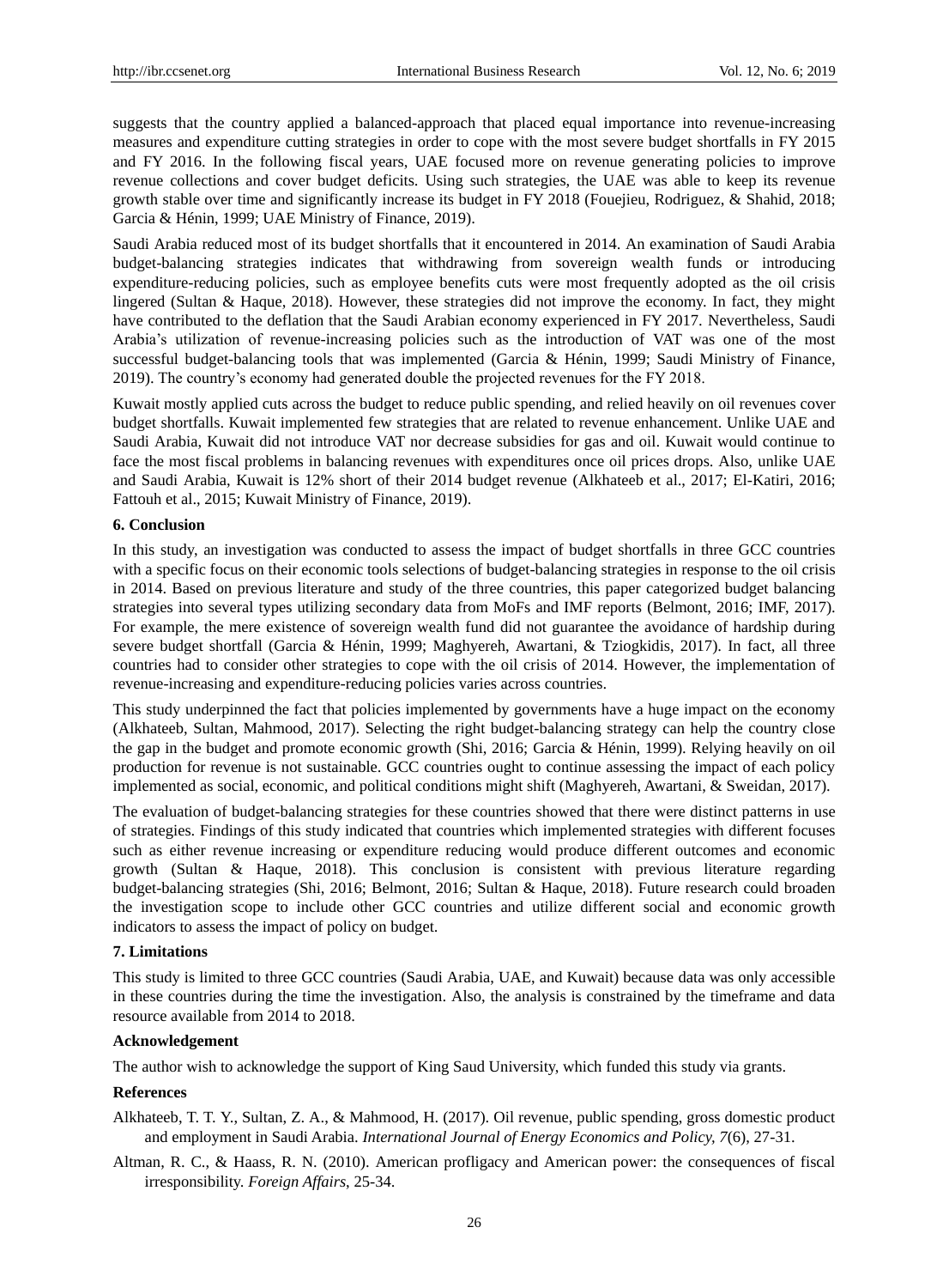suggests that the country applied a balanced-approach that placed equal importance into revenue-increasing measures and expenditure cutting strategies in order to cope with the most severe budget shortfalls in FY 2015 and FY 2016. In the following fiscal years, UAE focused more on revenue generating policies to improve revenue collections and cover budget deficits. Using such strategies, the UAE was able to keep its revenue growth stable over time and significantly increase its budget in FY 2018 (Fouejieu, Rodriguez, & Shahid, 2018; Garcia & Hénin, 1999; UAE Ministry of Finance, 2019).

Saudi Arabia reduced most of its budget shortfalls that it encountered in 2014. An examination of Saudi Arabia budget-balancing strategies indicates that withdrawing from sovereign wealth funds or introducing expenditure-reducing policies, such as employee benefits cuts were most frequently adopted as the oil crisis lingered (Sultan & Haque, 2018). However, these strategies did not improve the economy. In fact, they might have contributed to the deflation that the Saudi Arabian economy experienced in FY 2017. Nevertheless, Saudi Arabia's utilization of revenue-increasing policies such as the introduction of VAT was one of the most successful budget-balancing tools that was implemented (Garcia & Hénin, 1999; Saudi Ministry of Finance, 2019). The country's economy had generated double the projected revenues for the FY 2018.

Kuwait mostly applied cuts across the budget to reduce public spending, and relied heavily on oil revenues cover budget shortfalls. Kuwait implemented few strategies that are related to revenue enhancement. Unlike UAE and Saudi Arabia, Kuwait did not introduce VAT nor decrease subsidies for gas and oil. Kuwait would continue to face the most fiscal problems in balancing revenues with expenditures once oil prices drops. Also, unlike UAE and Saudi Arabia, Kuwait is 12% short of their 2014 budget revenue (Alkhateeb et al., 2017; El-Katiri, 2016; Fattouh et al., 2015; Kuwait Ministry of Finance, 2019).

## 6. Conclusion

In this study, an investigation was conducted to assess the impact of budget shortfalls in three GCC countries with a specific focus on their economic tools selections of budget-balancing strategies in response to the oil crisis in 2014. Based on previous literature and study of the three countries, this paper categorized budget balancing strategies into several types utilizing secondary data from MoFs and IMF reports (Belmont, 2016; IMF, 2017). For example, the mere existence of sovereign wealth fund did not guarantee the avoidance of hardship during severe budget shortfall (Garcia & Hénin, 1999; Maghyereh, Awartani, & Tziogkidis, 2017). In fact, all three countries had to consider other strategies to cope with the oil crisis of 2014. However, the implementation of revenue-increasing and expenditure-reducing policies varies across countries.

This study underpinned the fact that policies implemented by governments have a huge impact on the economy (Alkhateeb, Sultan, Mahmood, 2017). Selecting the right budget-balancing strategy can help the country close the gap in the budget and promote economic growth (Shi, 2016; Garcia & Hénin, 1999). Relying heavily on oil production for revenue is not sustainable. GCC countries ought to continue assessing the impact of each policy implemented as social, economic, and political conditions might shift (Maghyereh, Awartani, & Sweidan, 2017).

The evaluation of budget-balancing strategies for these countries showed that there were distinct patterns in use of strategies. Findings of this study indicated that countries which implemented strategies with different focuses such as either revenue increasing or expenditure reducing would produce different outcomes and economic growth (Sultan & Haque, 2018). This conclusion is consistent with previous literature regarding budget-balancing strategies (Shi, 2016; Belmont, 2016; Sultan & Haque, 2018). Future research could broaden the investigation scope to include other GCC countries and utilize different social and economic growth indicators to assess the impact of policy on budget.

## 7. Limitations

This study is limited to three GCC countries (Saudi Arabia, UAE, and Kuwait) because data was only accessible in these countries during the time the investigation. Also, the analysis is constrained by the timeframe and data resource available from 2014 to 2018.

## Acknowledgement

The author wish to acknowledge the support of King Saud University, which funded this study via grants.

## References

Alkhateeb, T. T. Y., Sultan, Z. A., & Mahmood, H. (2017). Oil revenue, public spending, gross domestic product and employment in Saudi Arabia. *International Journal of Energy Economics and Policy, 7*(6), 27-31.

Altman, R. C., & Haass, R. N. (2010). American profligacy and American power: the consequences of fiscal irresponsibility. *Foreign Affairs*, 25-34.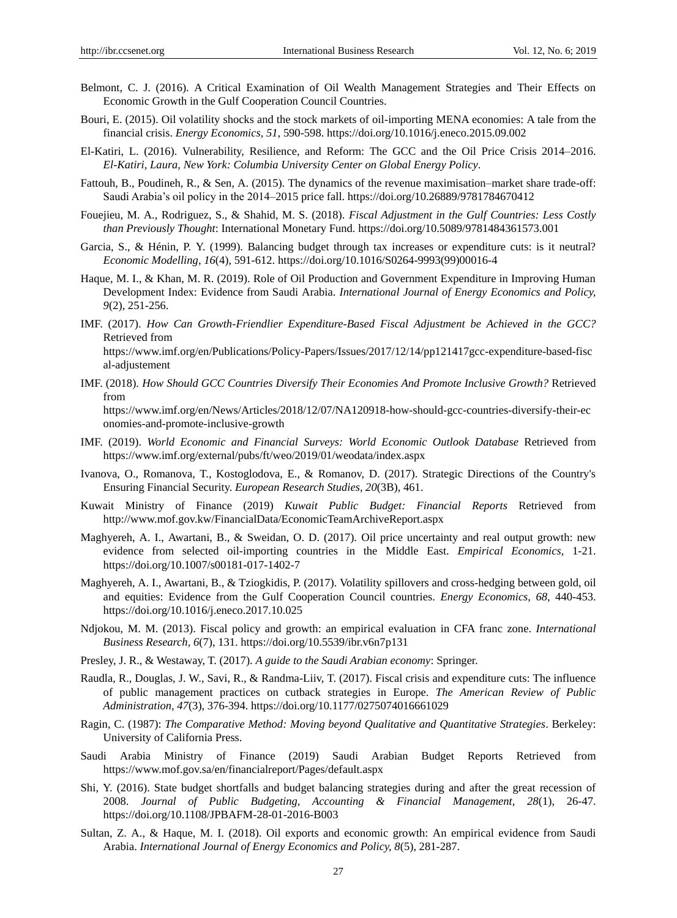Belmont, C. J. (2016). A Critical Examination of Oil Wealth Management Strategies and Their Effects on Economic Growth in the Gulf Cooperation Council Countries.

Bouri, E. (2015). Oil volatility shocks and the stock markets of oil-importing MENA economies: A tale from the financial crisis. *Energy Economics, 51*, 590-598. https://doi.org/10.1016/j.eneco.2015.09.002

El-Katiri, L. (2016). Vulnerability, Resilience, and Reform: The GCC and the Oil Price Crisis 2014–2016. *El-Katiri, Laura, New York: Columbia University Center on Global Energy Policy*.

Fattouh, B., Poudineh, R., & Sen, A. (2015). The dynamics of the revenue maximisation–market share trade-off: Saudi Arabia's oil policy in the 2014–2015 price fall. https://doi.org/10.26889/9781784670412

Fouejieu, M. A., Rodriguez, S., & Shahid, M. S. (2018). *Fiscal Adjustment in the Gulf Countries: Less Costly than Previously Thought*: International Monetary Fund. https://doi.org/10.5089/9781484361573.001

Garcia, S., & Hénin, P. Y. (1999). Balancing budget through tax increases or expenditure cuts: is it neutral? *Economic Modelling, 16*(4), 591-612. https://doi.org/10.1016/S0264-9993(99)00016-4

Haque, M. I., & Khan, M. R. (2019). Role of Oil Production and Government Expenditure in Improving Human Development Index: Evidence from Saudi Arabia. *International Journal of Energy Economics and Policy, 9*(2), 251-256.

IMF. (2017). *How Can Growth-Friendlier Expenditure-Based Fiscal Adjustment be Achieved in the GCC?* Retrieved from https://www.imf.org/en/Publications/Policy-Papers/Issues/2017/12/14/pp121417gcc-expenditure-based-fiscal-adjustement

IMF. (2018). *How Should GCC Countries Diversify Their Economies And Promote Inclusive Growth?* Retrieved from https://www.imf.org/en/News/Articles/2018/12/07/NA120918-how-should-gcc-countries-diversify-their-economies-and-promote-inclusive-growth

IMF. (2019). *World Economic and Financial Surveys: World Economic Outlook Database* Retrieved from https://www.imf.org/external/pubs/ft/weo/2019/01/weodata/index.aspx

Ivanova, O., Romanova, T., Kostoglodova, E., & Romanov, D. (2017). Strategic Directions of the Country's Ensuring Financial Security. *European Research Studies, 20*(3B), 461.

Kuwait Ministry of Finance (2019) *Kuwait Public Budget: Financial Reports* Retrieved from http://www.mof.gov.kw/FinancialData/EconomicTeamArchiveReport.aspx

Maghyereh, A. I., Awartani, B., & Sweidan, O. D. (2017). Oil price uncertainty and real output growth: new evidence from selected oil-importing countries in the Middle East. *Empirical Economics*, 1-21. https://doi.org/10.1007/s00181-017-1402-7

Maghyereh, A. I., Awartani, B., & Tziogkidis, P. (2017). Volatility spillovers and cross-hedging between gold, oil and equities: Evidence from the Gulf Cooperation Council countries. *Energy Economics, 68*, 440-453. https://doi.org/10.1016/j.eneco.2017.10.025

Ndjokou, M. M. (2013). Fiscal policy and growth: an empirical evaluation in CFA franc zone. *International Business Research, 6*(7), 131. https://doi.org/10.5539/ibr.v6n7p131

Presley, J. R., & Westaway, T. (2017). *A guide to the Saudi Arabian economy*: Springer.

Raudla, R., Douglas, J. W., Savi, R., & Randma-Liiv, T. (2017). Fiscal crisis and expenditure cuts: The influence of public management practices on cutback strategies in Europe. *The American Review of Public Administration, 47*(3), 376-394. https://doi.org/10.1177/0275074016661029

Ragin, C. (1987): *The Comparative Method: Moving beyond Qualitative and Quantitative Strategies*. Berkeley: University of California Press.

Saudi Arabia Ministry of Finance (2019) Saudi Arabian Budget Reports Retrieved from https://www.mof.gov.sa/en/financialreport/Pages/default.aspx

Shi, Y. (2016). State budget shortfalls and budget balancing strategies during and after the great recession of 2008. *Journal of Public Budgeting, Accounting & Financial Management, 28*(1), 26-47. https://doi.org/10.1108/JPBAFM-28-01-2016-B003

Sultan, Z. A., & Haque, M. I. (2018). Oil exports and economic growth: An empirical evidence from Saudi Arabia. *International Journal of Energy Economics and Policy, 8*(5), 281-287.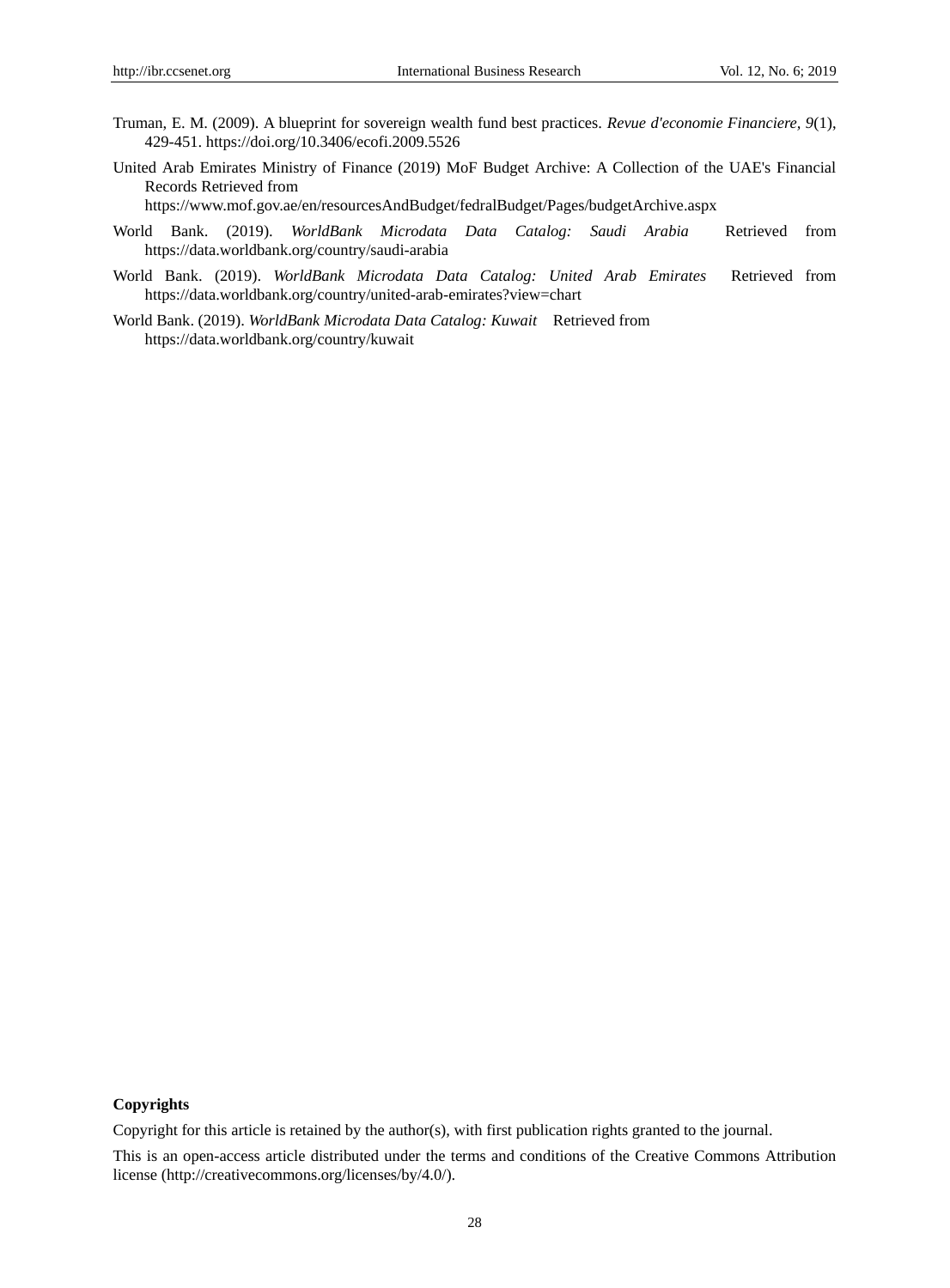Truman, E. M. (2009). A blueprint for sovereign wealth fund best practices. *Revue d'economie Financiere, 9*(1), 429-451. https://doi.org/10.3406/ecofi.2009.5526

United Arab Emirates Ministry of Finance (2019) MoF Budget Archive: A Collection of the UAE's Financial Records Retrieved from https://www.mof.gov.ae/en/resourcesAndBudget/fedralBudget/Pages/budgetArchive.aspx

World Bank. (2019). *WorldBank Microdata Data Catalog: Saudi Arabia* Retrieved from https://data.worldbank.org/country/saudi-arabia

World Bank. (2019). *WorldBank Microdata Data Catalog: United Arab Emirates* Retrieved from https://data.worldbank.org/country/united-arab-emirates?view=chart

World Bank. (2019). *WorldBank Microdata Data Catalog: Kuwait* Retrieved from https://data.worldbank.org/country/kuwait

**Copyrights**

Copyright for this article is retained by the author(s), with first publication rights granted to the journal.

This is an open-access article distributed under the terms and conditions of the Creative Commons Attribution license (http://creativecommons.org/licenses/by/4.0/).